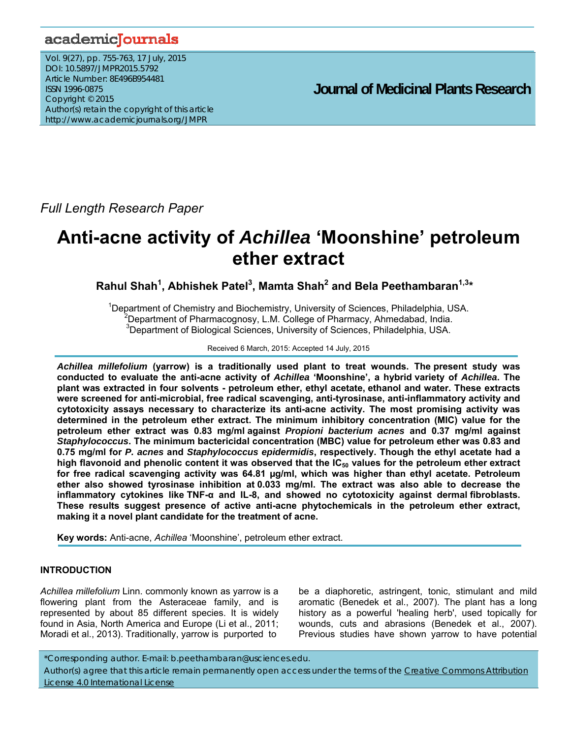Full Length Research Paper

# Anti-acne activity of *Achillea* 'Moonshine' petroleum ether extract

**Rahul Shah[1], Abhishek Patel[3], Mamta Shah[2] and Bela Peethambaran[1,3]***

[1]Department of Chemistry and Biochemistry, University of Sciences, Philadelphia, USA.
[2]Department of Pharmacognosy, L.M. College of Pharmacy, Ahmedabad, India.
[3]Department of Biological Sciences, University of Sciences, Philadelphia, USA.

Received 6 March, 2015: Accepted 14 July, 2015

***Achillea millefolium*** **(yarrow) is a traditionally used plant to treat wounds. The present study was conducted to evaluate the anti-acne activity of** ***Achillea*** **'Moonshine', a hybrid variety of** ***Achillea*****. The plant was extracted in four solvents - petroleum ether, ethyl acetate, ethanol and water. These extracts were screened for anti-microbial, free radical scavenging, anti-tyrosinase, anti-inflammatory activity and cytotoxicity assays necessary to characterize its anti-acne activity. The most promising activity was determined in the petroleum ether extract. The minimum inhibitory concentration (MIC) value for the petroleum ether extract was 0.83 mg/ml against** ***Propioni bacterium acnes*** **and 0.37 mg/ml against** ***Staphylococcus*****. The minimum bactericidal concentration (MBC) value for petroleum ether was 0.83 and 0.75 mg/ml for** ***P. acnes*** **and** ***Staphylococcus epidermidis*****, respectively. Though the ethyl acetate had a high flavonoid and phenolic content it was observed that the $IC_{50}$ values for the petroleum ether extract for free radical scavenging activity was 64.81 µg/ml, which was higher than ethyl acetate. Petroleum ether also showed tyrosinase inhibition at 0.033 mg/ml. The extract was also able to decrease the inflammatory cytokines like TNF-α and IL-8, and showed no cytotoxicity against dermal fibroblasts. These results suggest presence of active anti-acne phytochemicals in the petroleum ether extract, making it a novel plant candidate for the treatment of acne.**

**Key words:** Anti-acne, *Achillea* 'Moonshine', petroleum ether extract.

## INTRODUCTION

*Achillea millefolium* Linn. commonly known as yarrow is a flowering plant from the Asteraceae family, and is represented by about 85 different species. It is widely found in Asia, North America and Europe (Li et al., 2011; Moradi et al., 2013). Traditionally, yarrow is purported to be a diaphoretic, astringent, tonic, stimulant and mild aromatic (Benedek et al., 2007). The plant has a long history as a powerful 'healing herb', used topically for wounds, cuts and abrasions (Benedek et al., 2007). Previous studies have shown yarrow to have potential

*Corresponding author. E-mail: b.peethambaran@usciences.edu.
Author(s) agree that this article remain permanently open access under the terms of the Creative Commons Attribution License 4.0 International License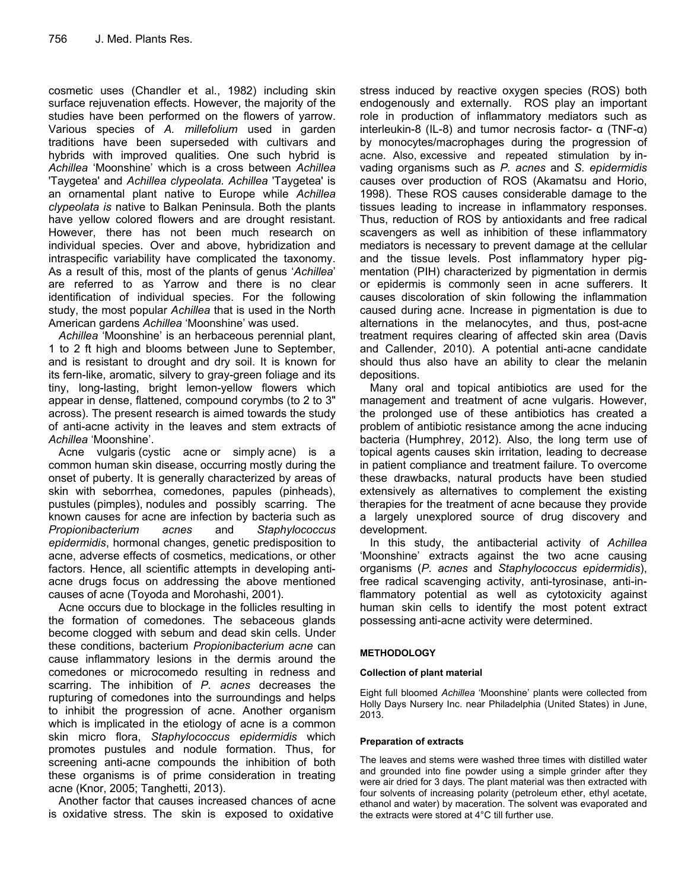cosmetic uses (Chandler et al., 1982) including skin surface rejuvenation effects. However, the majority of the studies have been performed on the flowers of yarrow. Various species of *A. millefolium* used in garden traditions have been superseded with cultivars and hybrids with improved qualities. One such hybrid is *Achillea* 'Moonshine' which is a cross between *Achillea* 'Taygetea' and *Achillea clypeolata. Achillea* 'Taygetea' is an ornamental plant native to Europe while *Achillea clypeolata is* native to Balkan Peninsula. Both the plants have yellow colored flowers and are drought resistant. However, there has not been much research on individual species. Over and above, hybridization and intraspecific variability have complicated the taxonomy. As a result of this, most of the plants of genus '*Achillea*' are referred to as Yarrow and there is no clear identification of individual species. For the following study, the most popular *Achillea* that is used in the North American gardens *Achillea* 'Moonshine' was used.

*Achillea* 'Moonshine' is an herbaceous perennial plant, 1 to 2 ft high and blooms between June to September, and is resistant to drought and dry soil. It is known for its fern-like, aromatic, silvery to gray-green foliage and its tiny, long-lasting, bright lemon-yellow flowers which appear in dense, flattened, compound corymbs (to 2 to 3" across). The present research is aimed towards the study of anti-acne activity in the leaves and stem extracts of *Achillea* 'Moonshine'.

Acne vulgaris (cystic acne or simply acne) is a common human skin disease, occurring mostly during the onset of puberty. It is generally characterized by areas of skin with seborrhea, comedones, papules (pinheads), pustules (pimples), nodules and possibly scarring. The known causes for acne are infection by bacteria such as *Propionibacterium acnes* and *Staphylococcus epidermidis*, hormonal changes, genetic predisposition to acne, adverse effects of cosmetics, medications, or other factors. Hence, all scientific attempts in developing anti-acne drugs focus on addressing the above mentioned causes of acne (Toyoda and Morohashi, 2001).

Acne occurs due to blockage in the follicles resulting in the formation of comedones. The sebaceous glands become clogged with sebum and dead skin cells. Under these conditions, bacterium *Propionibacterium acne* can cause inflammatory lesions in the dermis around the comedones or microcomedo resulting in redness and scarring. The inhibition of *P. acnes* decreases the rupturing of comedones into the surroundings and helps to inhibit the progression of acne. Another organism which is implicated in the etiology of acne is a common skin micro flora, *Staphylococcus epidermidis* which promotes pustules and nodule formation. Thus, for screening anti-acne compounds the inhibition of both these organisms is of prime consideration in treating acne (Knor, 2005; Tanghetti, 2013).

Another factor that causes increased chances of acne is oxidative stress. The skin is exposed to oxidative stress induced by reactive oxygen species (ROS) both endogenously and externally. ROS play an important role in production of inflammatory mediators such as interleukin-8 (IL-8) and tumor necrosis factor- α (TNF-α) by monocytes/macrophages during the progression of acne. Also, excessive and repeated stimulation by invading organisms such as *P. acnes* and *S. epidermidis* causes over production of ROS (Akamatsu and Horio, 1998). These ROS causes considerable damage to the tissues leading to increase in inflammatory responses. Thus, reduction of ROS by antioxidants and free radical scavengers as well as inhibition of these inflammatory mediators is necessary to prevent damage at the cellular and the tissue levels. Post inflammatory hyper pigmentation (PIH) characterized by pigmentation in dermis or epidermis is commonly seen in acne sufferers. It causes discoloration of skin following the inflammation caused during acne. Increase in pigmentation is due to alternations in the melanocytes, and thus, post-acne treatment requires clearing of affected skin area (Davis and Callender, 2010). A potential anti-acne candidate should thus also have an ability to clear the melanin depositions.

Many oral and topical antibiotics are used for the management and treatment of acne vulgaris. However, the prolonged use of these antibiotics has created a problem of antibiotic resistance among the acne inducing bacteria (Humphrey, 2012). Also, the long term use of topical agents causes skin irritation, leading to decrease in patient compliance and treatment failure. To overcome these drawbacks, natural products have been studied extensively as alternatives to complement the existing therapies for the treatment of acne because they provide a largely unexplored source of drug discovery and development.

In this study, the antibacterial activity of *Achillea* 'Moonshine' extracts against the two acne causing organisms (*P. acnes* and *Staphylococcus epidermidis*), free radical scavenging activity, anti-tyrosinase, anti-inflammatory potential as well as cytotoxicity against human skin cells to identify the most potent extract possessing anti-acne activity were determined.

## METHODOLOGY

### Collection of plant material

Eight full bloomed *Achillea* 'Moonshine' plants were collected from Holly Days Nursery Inc. near Philadelphia (United States) in June, 2013.

### Preparation of extracts

The leaves and stems were washed three times with distilled water and grounded into fine powder using a simple grinder after they were air dried for 3 days. The plant material was then extracted with four solvents of increasing polarity (petroleum ether, ethyl acetate, ethanol and water) by maceration. The solvent was evaporated and the extracts were stored at 4°C till further use.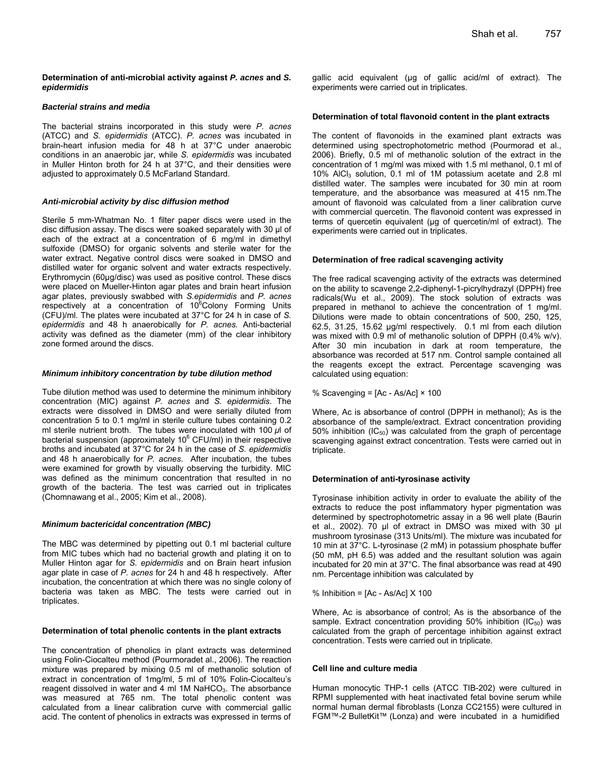### Determination of anti-microbial activity against *P. acnes* and *S. epidermidis*

#### *Bacterial strains and media*

The bacterial strains incorporated in this study were *P. acnes* (ATCC) and *S. epidermidis* (ATCC). *P. acnes* was incubated in brain-heart infusion media for 48 h at 37°C under anaerobic conditions in an anaerobic jar, while *S. epidermidis* was incubated in Muller Hinton broth for 24 h at 37°C, and their densities were adjusted to approximately 0.5 McFarland Standard.

#### *Anti-microbial activity by disc diffusion method*

Sterile 5 mm-Whatman No. 1 filter paper discs were used in the disc diffusion assay. The discs were soaked separately with 30 µl of each of the extract at a concentration of 6 mg/ml in dimethyl sulfoxide (DMSO) for organic solvents and sterile water for the water extract. Negative control discs were soaked in DMSO and distilled water for organic solvent and water extracts respectively. Erythromycin (60µg/disc) was used as positive control. These discs were placed on Mueller-Hinton agar plates and brain heart infusion agar plates, previously swabbed with *S.epidermidis* and *P. acnes* respectively at a concentration of $10^6$Colony Forming Units (CFU)/ml. The plates were incubated at 37°C for 24 h in case of *S. epidermidis* and 48 h anaerobically for *P. acnes.* Anti-bacterial activity was defined as the diameter (mm) of the clear inhibitory zone formed around the discs.

#### *Minimum inhibitory concentration by tube dilution method*

Tube dilution method was used to determine the minimum inhibitory concentration (MIC) against *P. acnes* and *S. epidermidis*. The extracts were dissolved in DMSO and were serially diluted from concentration 5 to 0.1 mg/ml in sterile culture tubes containing 0.2 ml sterile nutrient broth. The tubes were inoculated with 100 µl of bacterial suspension (approximately $10^6$ CFU/ml) in their respective broths and incubated at 37°C for 24 h in the case of *S. epidermidis* and 48 h anaerobically for *P. acnes*. After incubation, the tubes were examined for growth by visually observing the turbidity. MIC was defined as the minimum concentration that resulted in no growth of the bacteria. The test was carried out in triplicates (Chomnawang et al., 2005; Kim et al., 2008).

#### *Minimum bactericidal concentration (MBC)*

The MBC was determined by pipetting out 0.1 ml bacterial culture from MIC tubes which had no bacterial growth and plating it on to Muller Hinton agar for *S. epidermidis* and on Brain heart infusion agar plate in case of *P. acnes* for 24 h and 48 h respectively. After incubation, the concentration at which there was no single colony of bacteria was taken as MBC. The tests were carried out in triplicates.

### Determination of total phenolic contents in the plant extracts

The concentration of phenolics in plant extracts was determined using Folin-Ciocalteu method (Pourmoradet al., 2006). The reaction mixture was prepared by mixing 0.5 ml of methanolic solution of extract in concentration of 1mg/ml, 5 ml of 10% Folin-Ciocalteu's reagent dissolved in water and 4 ml 1M $NaHCO_3$. The absorbance was measured at 765 nm. The total phenolic content was calculated from a linear calibration curve with commercial gallic acid. The content of phenolics in extracts was expressed in terms of gallic acid equivalent (µg of gallic acid/ml of extract). The experiments were carried out in triplicates.

### Determination of total flavonoid content in the plant extracts

The content of flavonoids in the examined plant extracts was determined using spectrophotometric method (Pourmorad et al., 2006). Briefly, 0.5 ml of methanolic solution of the extract in the concentration of 1 mg/ml was mixed with 1.5 ml methanol, 0.1 ml of 10% $AlCl_3$ solution, 0.1 ml of 1M potassium acetate and 2.8 ml distilled water. The samples were incubated for 30 min at room temperature, and the absorbance was measured at 415 nm.The amount of flavonoid was calculated from a liner calibration curve with commercial quercetin. The flavonoid content was expressed in terms of quercetin equivalent (µg of quercetin/ml of extract). The experiments were carried out in triplicates.

### Determination of free radical scavenging activity

The free radical scavenging activity of the extracts was determined on the ability to scavenge 2,2-diphenyl-1-picrylhydrazyl (DPPH) free radicals(Wu et al., 2009). The stock solution of extracts was prepared in methanol to achieve the concentration of 1 mg/ml. Dilutions were made to obtain concentrations of 500, 250, 125, 62.5, 31.25, 15.62 µg/ml respectively. 0.1 ml from each dilution was mixed with 0.9 ml of methanolic solution of DPPH (0.4% w/v). After 30 min incubation in dark at room temperature, the absorbance was recorded at 517 nm. Control sample contained all the reagents except the extract. Percentage scavenging was calculated using equation:

$$\% \text{ Scavenging} = [Ac - As/Ac] \times 100$$

Where, Ac is absorbance of control (DPPH in methanol); As is the absorbance of the sample/extract. Extract concentration providing 50% inhibition ($IC_{50}$) was calculated from the graph of percentage scavenging against extract concentration. Tests were carried out in triplicate.

### Determination of anti-tyrosinase activity

Tyrosinase inhibition activity in order to evaluate the ability of the extracts to reduce the post inflammatory hyper pigmentation was determined by spectrophotometric assay in a 96 well plate (Baurin et al., 2002). 70 µl of extract in DMSO was mixed with 30 µl mushroom tyrosinase (313 Units/ml). The mixture was incubated for 10 min at 37°C. L-tyrosinase (2 mM) in potassium phosphate buffer (50 mM, pH 6.5) was added and the resultant solution was again incubated for 20 min at 37°C. The final absorbance was read at 490 nm. Percentage inhibition was calculated by

$$\% \text{ Inhibition} = [Ac - As/Ac] \times 100$$

Where, Ac is absorbance of control; As is the absorbance of the sample. Extract concentration providing 50% inhibition ($IC_{50}$) was calculated from the graph of percentage inhibition against extract concentration. Tests were carried out in triplicate.

### Cell line and culture media

Human monocytic THP-1 cells (ATCC TIB-202) were cultured in RPMI supplemented with heat inactivated fetal bovine serum while normal human dermal fibroblasts (Lonza CC2155) were cultured in FGM™-2 BulletKit™ (Lonza) and were incubated in a humidified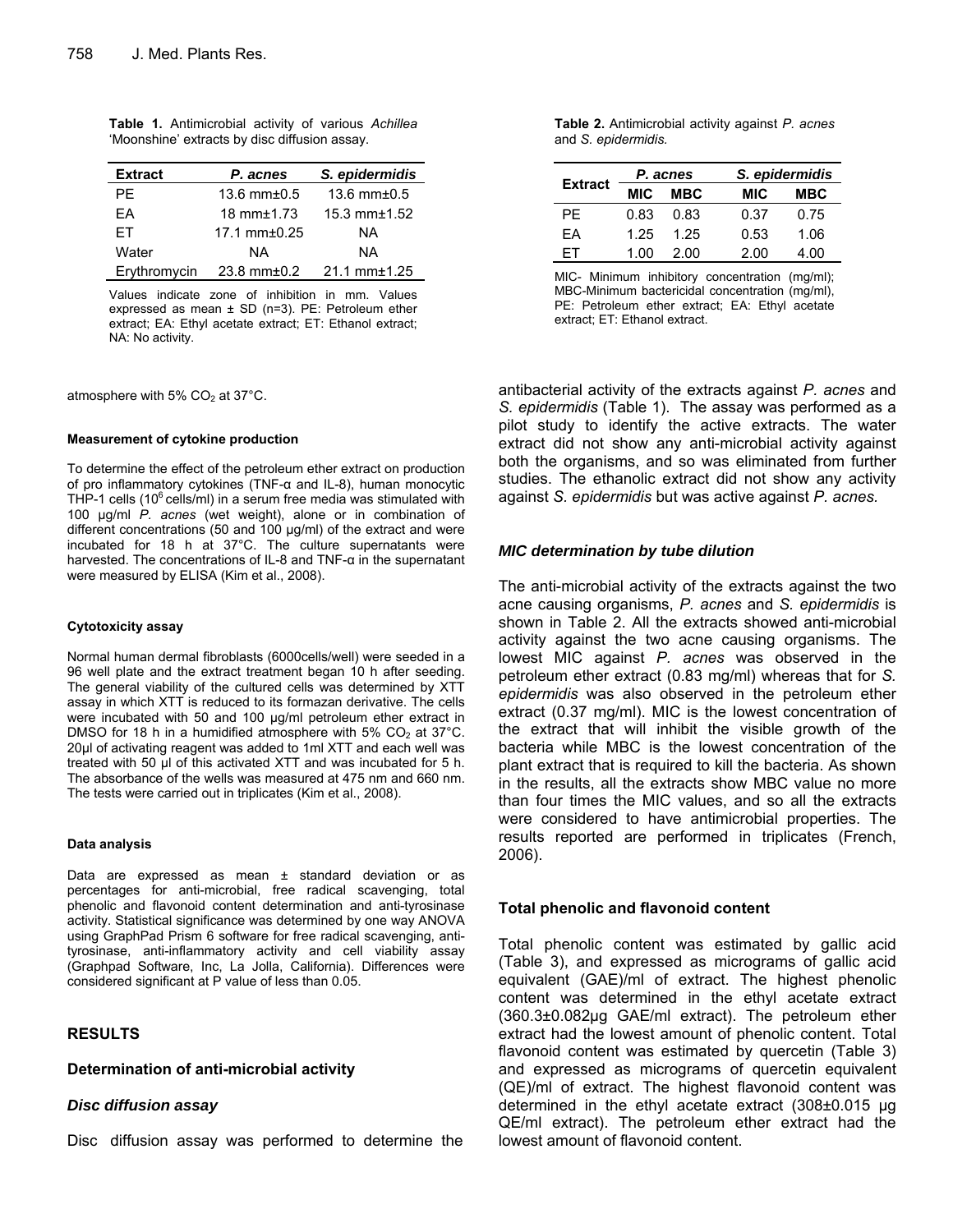**Table 1.** Antimicrobial activity of various *Achillea* 'Moonshine' extracts by disc diffusion assay.

| Extract | *P. acnes* | *S. epidermidis* |
|---|---|---|
| PE | 13.6 mm±0.5 | 13.6 mm±0.5 |
| EA | 18 mm±1.73 | 15.3 mm±1.52 |
| ET | 17.1 mm±0.25 | NA |
| Water | NA | NA |
| Erythromycin | 23.8 mm±0.2 | 21.1 mm±1.25 |

Values indicate zone of inhibition in mm. Values expressed as mean ± SD (n=3). PE: Petroleum ether extract; EA: Ethyl acetate extract; ET: Ethanol extract; NA: No activity.

**Table 2.** Antimicrobial activity against *P. acnes* and *S. epidermidis.*

| Extract | *P. acnes* | | *S. epidermidis* | |
|---|---|---|---|---|
| | MIC | MBC | MIC | MBC |
| PE | 0.83 | 0.83 | 0.37 | 0.75 |
| EA | 1.25 | 1.25 | 0.53 | 1.06 |
| ET | 1.00 | 2.00 | 2.00 | 4.00 |

MIC- Minimum inhibitory concentration (mg/ml); MBC-Minimum bactericidal concentration (mg/ml), PE: Petroleum ether extract; EA: Ethyl acetate extract; ET: Ethanol extract.

atmosphere with 5% $CO_2$ at 37°C.

#### Measurement of cytokine production

To determine the effect of the petroleum ether extract on production of pro inflammatory cytokines (TNF-α and IL-8), human monocytic THP-1 cells ($10^6$ cells/ml) in a serum free media was stimulated with 100 µg/ml *P. acnes* (wet weight), alone or in combination of different concentrations (50 and 100 µg/ml) of the extract and were incubated for 18 h at 37°C. The culture supernatants were harvested. The concentrations of IL-8 and TNF-α in the supernatant were measured by ELISA (Kim et al., 2008).

#### Cytotoxicity assay

Normal human dermal fibroblasts (6000cells/well) were seeded in a 96 well plate and the extract treatment began 10 h after seeding. The general viability of the cultured cells was determined by XTT assay in which XTT is reduced to its formazan derivative. The cells were incubated with 50 and 100 µg/ml petroleum ether extract in DMSO for 18 h in a humidified atmosphere with 5% $CO_2$ at 37°C. 20µl of activating reagent was added to 1ml XTT and each well was treated with 50 µl of this activated XTT and was incubated for 5 h. The absorbance of the wells was measured at 475 nm and 660 nm. The tests were carried out in triplicates (Kim et al., 2008).

#### Data analysis

Data are expressed as mean ± standard deviation or as percentages for anti-microbial, free radical scavenging, total phenolic and flavonoid content determination and anti-tyrosinase activity. Statistical significance was determined by one way ANOVA using GraphPad Prism 6 software for free radical scavenging, anti-tyrosinase, anti-inflammatory activity and cell viability assay (Graphpad Software, Inc, La Jolla, California). Differences were considered significant at P value of less than 0.05.

## RESULTS

### Determination of anti-microbial activity

### *Disc diffusion assay*

Disc diffusion assay was performed to determine the antibacterial activity of the extracts against *P. acnes* and *S. epidermidis* (Table 1). The assay was performed as a pilot study to identify the active extracts. The water extract did not show any anti-microbial activity against both the organisms, and so was eliminated from further studies. The ethanolic extract did not show any activity against *S. epidermidis* but was active against *P. acnes.*

### *MIC determination by tube dilution*

The anti-microbial activity of the extracts against the two acne causing organisms, *P. acnes* and *S. epidermidis* is shown in Table 2. All the extracts showed anti-microbial activity against the two acne causing organisms. The lowest MIC against *P. acnes* was observed in the petroleum ether extract (0.83 mg/ml) whereas that for *S. epidermidis* was also observed in the petroleum ether extract (0.37 mg/ml). MIC is the lowest concentration of the extract that will inhibit the visible growth of the bacteria while MBC is the lowest concentration of the plant extract that is required to kill the bacteria. As shown in the results, all the extracts show MBC value no more than four times the MIC values, and so all the extracts were considered to have antimicrobial properties. The results reported are performed in triplicates (French, 2006).

### Total phenolic and flavonoid content

Total phenolic content was estimated by gallic acid (Table 3), and expressed as micrograms of gallic acid equivalent (GAE)/ml of extract. The highest phenolic content was determined in the ethyl acetate extract (360.3±0.082µg GAE/ml extract). The petroleum ether extract had the lowest amount of phenolic content. Total flavonoid content was estimated by quercetin (Table 3) and expressed as micrograms of quercetin equivalent (QE)/ml of extract. The highest flavonoid content was determined in the ethyl acetate extract (308±0.015 µg QE/ml extract). The petroleum ether had the lowest amount of flavonoid content.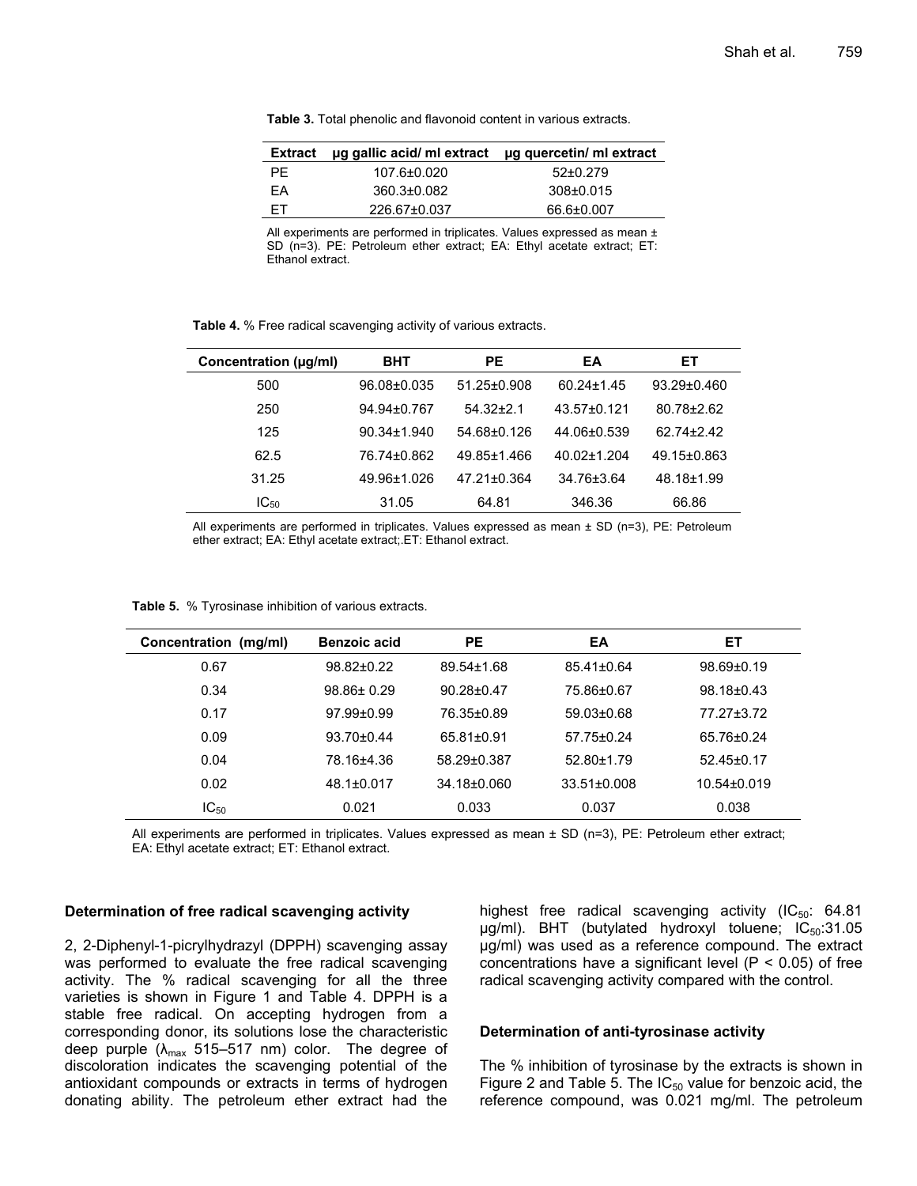**Table 3.** Total phenolic and flavonoid content in various extracts.

| Extract | µg gallic acid/ ml extract | µg quercetin/ ml extract |
|---|---|---|
| PE | 107.6±0.020 | 52±0.279 |
| EA | 360.3±0.082 | 308±0.015 |
| ET | 226.67±0.037 | 66.6±0.007 |

All experiments are performed in triplicates. Values expressed as mean ± SD (n=3). PE: Petroleum ether extract; EA: Ethyl acetate extract; ET: Ethanol extract.

**Table 4.** % Free radical scavenging activity of various extracts.

| Concentration (µg/ml) | BHT | PE | EA | ET |
|---|---|---|---|---|
| 500 | 96.08±0.035 | 51.25±0.908 | 60.24±1.45 | 93.29±0.460 |
| 250 | 94.94±0.767 | 54.32±2.1 | 43.57±0.121 | 80.78±2.62 |
| 125 | 90.34±1.940 | 54.68±0.126 | 44.06±0.539 | 62.74±2.42 |
| 62.5 | 76.74±0.862 | 49.85±1.466 | 40.02±1.204 | 49.15±0.863 |
| 31.25 | 49.96±1.026 | 47.21±0.364 | 34.76±3.64 | 48.18±1.99 |
| $IC_{50}$ | 31.05 | 64.81 | 346.36 | 66.86 |

All experiments are performed in triplicates. Values expressed as mean ± SD (n=3), PE: Petroleum ether extract; EA: Ethyl acetate extract;.ET: Ethanol extract.

**Table 5.** % Tyrosinase inhibition of various extracts.

| Concentration (mg/ml) | Benzoic acid | PE | EA | ET |
|---|---|---|---|---|
| 0.67 | 98.82±0.22 | 89.54±1.68 | 85.41±0.64 | 98.69±0.19 |
| 0.34 | 98.86± 0.29 | 90.28±0.47 | 75.86±0.67 | 98.18±0.43 |
| 0.17 | 97.99±0.99 | 76.35±0.89 | 59.03±0.68 | 77.27±3.72 |
| 0.09 | 93.70±0.44 | 65.81±0.91 | 57.75±0.24 | 65.76±0.24 |
| 0.04 | 78.16±4.36 | 58.29±0.387 | 52.80±1.79 | 52.45±0.17 |
| 0.02 | 48.1±0.017 | 34.18±0.060 | 33.51±0.008 | 10.54±0.019 |
| $IC_{50}$ | 0.021 | 0.033 | 0.037 | 0.038 |

All experiments are performed in triplicates. Values expressed as mean ± SD (n=3), PE: Petroleum ether extract; EA: Ethyl acetate extract; ET: Ethanol extract.

**Determination of free radical scavenging activity**

2, 2-Diphenyl-1-picrylhydrazyl (DPPH) scavenging assay was performed to evaluate the free radical scavenging activity. The % radical scavenging for all the three varieties is shown in Figure 1 and Table 4. DPPH is a stable free radical. On accepting hydrogen from a corresponding donor, its solutions lose the characteristic deep purple ($\lambda_{max}$ 515–517 nm) color. The degree of discoloration indicates the scavenging potential of the antioxidant compounds or extracts in terms of hydrogen donating ability. The petroleum ether extract had the highest free radical scavenging activity ($IC_{50}$: 64.81 µg/ml). BHT (butylated hydroxyl toluene; $IC_{50}$:31.05 µg/ml) was used as a reference compound. The extract concentrations have a significant level ($P < 0.05$) of free radical scavenging activity compared with the control.

**Determination of anti-tyrosinase activity**

The % inhibition of tyrosinase by the extracts is shown in Figure 2 and Table 5. The $IC_{50}$ value for benzoic acid, the reference compound, was 0.021 mg/ml. The petroleum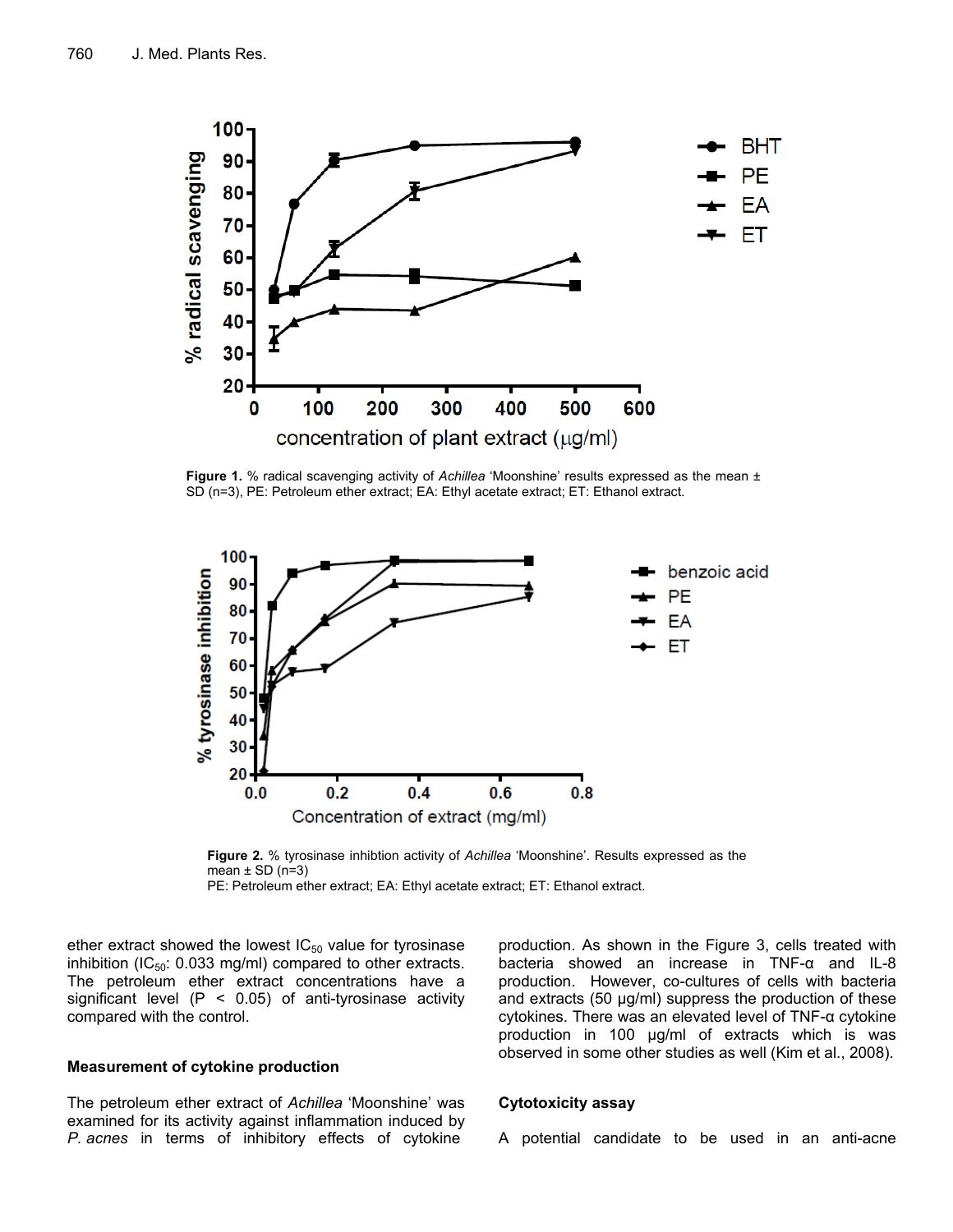Figure 1. % radical scavenging activity of *Achillea* 'Moonshine' results expressed as the mean ± SD (n=3), PE: Petroleum ether extract; EA: Ethyl acetate extract; ET: Ethanol extract.

Figure 2. % tyrosinase inhibtion activity of *Achillea* 'Moonshine'. Results expressed as the mean ± SD (n=3)
PE: Petroleum ether extract; EA: Ethyl acetate extract; ET: Ethanol extract.

ether extract showed the lowest $IC_{50}$ value for tyrosinase inhibition ($IC_{50}$: 0.033 mg/ml) compared to other extracts. The petroleum ether extract concentrations have a significant level ($P < 0.05$) of anti-tyrosinase activity compared with the control.

### Measurement of cytokine production

The petroleum ether extract of *Achillea* 'Moonshine' was examined for its activity against inflammation induced by *P. acnes* in terms of inhibitory effects of cytokine production. As shown in the Figure 3, cells treated with bacteria showed an increase in TNF-α and IL-8 production. However, co-cultures of cells with bacteria and extracts (50 µg/ml) suppress the production of these cytokines. There was an elevated level of TNF-α cytokine production in 100 µg/ml of extracts which is was observed in some other studies as well (Kim et al., 2008).

### Cytotoxicity assay

A potential candidate to be used in an anti-acne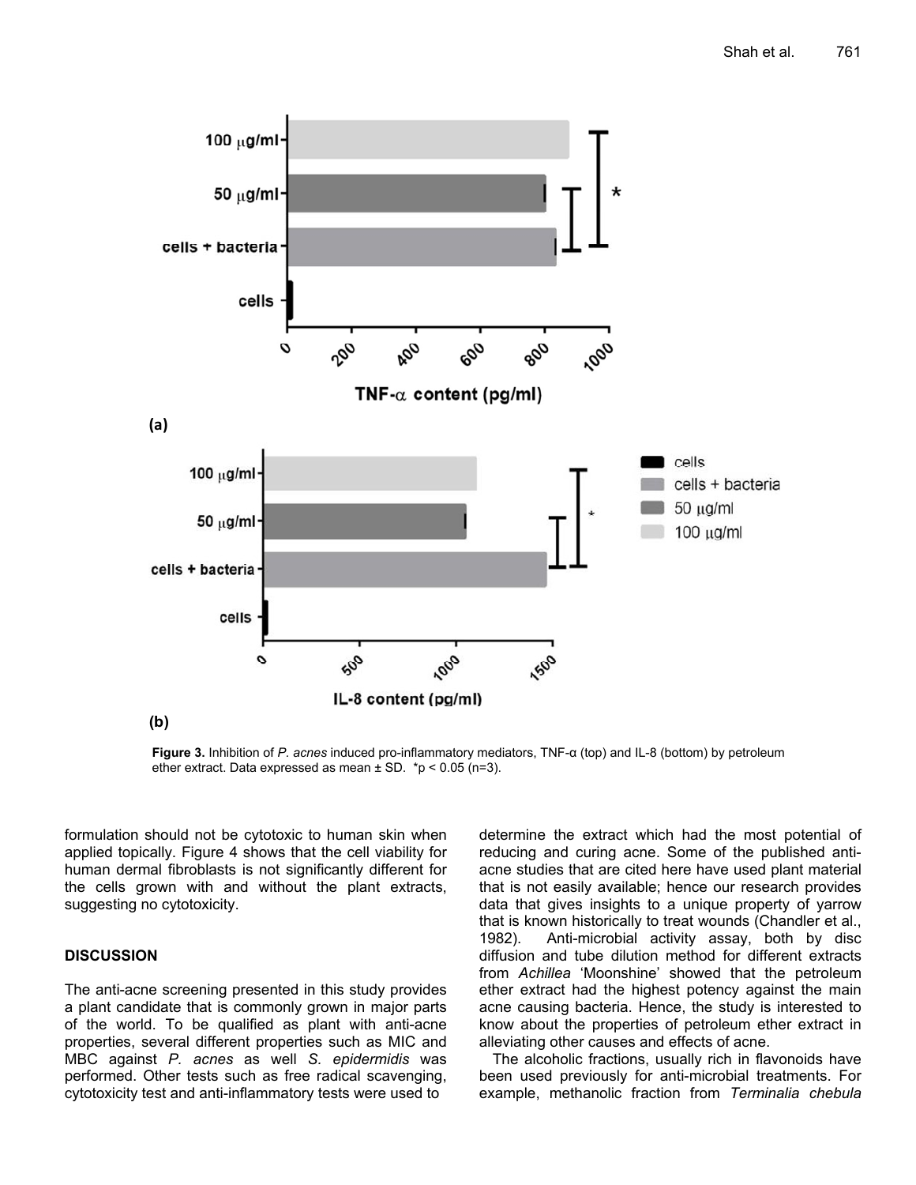**Figure 3.** Inhibition of *P. acnes* induced pro-inflammatory mediators, TNF-α (top) and IL-8 (bottom) by petroleum ether extract. Data expressed as mean ± SD. *p < 0.05 (n=3).

formulation should not be cytotoxic to human skin when applied topically. Figure 4 shows that the cell viability for human dermal fibroblasts is not significantly different for the cells grown with and without the plant extracts, suggesting no cytotoxicity.

## DISCUSSION

The anti-acne screening presented in this study provides a plant candidate that is commonly grown in major parts of the world. To be qualified as plant with anti-acne properties, several different properties such as MIC and MBC against *P. acnes* as well *S. epidermidis* was performed. Other tests such as free radical scavenging, cytotoxicity test and anti-inflammatory tests were used to determine the extract which had the most potential of reducing and curing acne. Some of the published anti-acne studies that are cited here have used plant material that is not easily available; hence our research provides data that gives insights to a unique property of yarrow that is known historically to treat wounds (Chandler et al., 1982). Anti-microbial activity assay, both by disc diffusion and tube dilution method for different extracts from *Achillea* 'Moonshine' showed that the petroleum ether extract had the highest potency against the main acne causing bacteria. Hence, the study is interested to know about the properties of petroleum ether extract in alleviating other causes and effects of acne.

The alcoholic fractions, usually rich in flavonoids have been used previously for anti-microbial treatments. For example, methanolic fraction from *Terminalia chebula*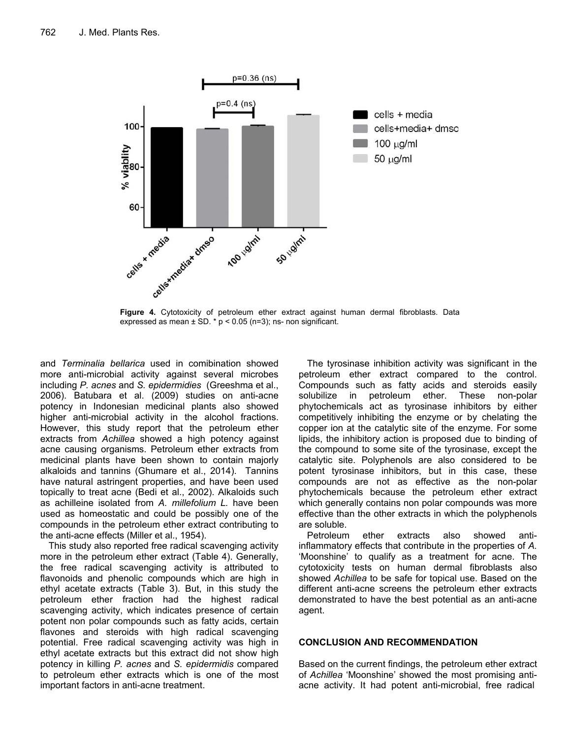p=0.36 (ns)

p=0.4 (ns)

% viability

100

80

60

cells + media

cells+media+ dmso

100 μg/ml

50 μg/ml

**Figure 4.** Cytotoxicity of petroleum ether extract against human dermal fibroblasts. Data expressed as mean ± SD. * $p < 0.05$ (n=3); ns- non significant.

and *Terminalia bellarica* used in comibination showed more anti-microbial activity against several microbes including *P. acnes* and *S. epidermidies* (Greeshma et al., 2006). Batubara et al. (2009) studies on anti-acne potency in Indonesian medicinal plants also showed higher anti-microbial activity in the alcohol fractions. However, this study report that the petroleum ether extracts from *Achillea* showed a high potency against acne causing organisms. Petroleum ether extracts from medicinal plants have been shown to contain majorly alkaloids and tannins (Ghumare et al., 2014). Tannins have natural astringent properties, and have been used topically to treat acne (Bedi et al., 2002). Alkaloids such as achilleine isolated from *A. millefolium L.* have been used as homeostatic and could be possibly one of the compounds in the petroleum ether extract contributing to the anti-acne effects (Miller et al., 1954).

This study also reported free radical scavenging activity more in the petroleum ether extract (Table 4). Generally, the free radical scavenging activity is attributed to flavonoids and phenolic compounds which are high in ethyl acetate extracts (Table 3). But, in this study the petroleum ether fraction had the highest radical scavenging activity, which indicates presence of certain potent non polar compounds such as fatty acids, certain flavones and steroids with high radical scavenging potential. Free radical scavenging activity was high in ethyl acetate extracts but this extract did not show high potency in killing *P. acnes* and *S. epidermidis* compared to petroleum ether extracts which is one of the most important factors in anti-acne treatment.

The tyrosinase inhibition activity was significant in the petroleum ether extract compared to the control. Compounds such as fatty acids and steroids easily solubilize in petroleum ether. These non-polar phytochemicals act as tyrosinase inhibitors by either competitively inhibiting the enzyme or by chelating the copper ion at the catalytic site of the enzyme. For some lipids, the inhibitory action is proposed due to binding of the compound to some site of the tyrosinase, except the catalytic site. Polyphenols are also considered to be potent tyrosinase inhibitors, but in this case, these compounds are not as effective as the non-polar phytochemicals because the petroleum ether extract which generally contains non polar compounds was more effective than the other extracts in which the polyphenols are soluble.

Petroleum ether extracts also showed anti-inflammatory effects that contribute in the properties of *A.* 'Moonshine' to qualify as a treatment for acne. The cytotoxicity tests on human dermal fibroblasts also showed *Achillea* to be safe for topical use. Based on the different anti-acne screens the petroleum ether extracts demonstrated to have the best potential as an anti-acne agent.

## CONCLUSION AND RECOMMENDATION

Based on the current findings, the petroleum ether extract of *Achillea* 'Moonshine' showed the most promising anti-acne activity. It had potent anti-microbial, free radical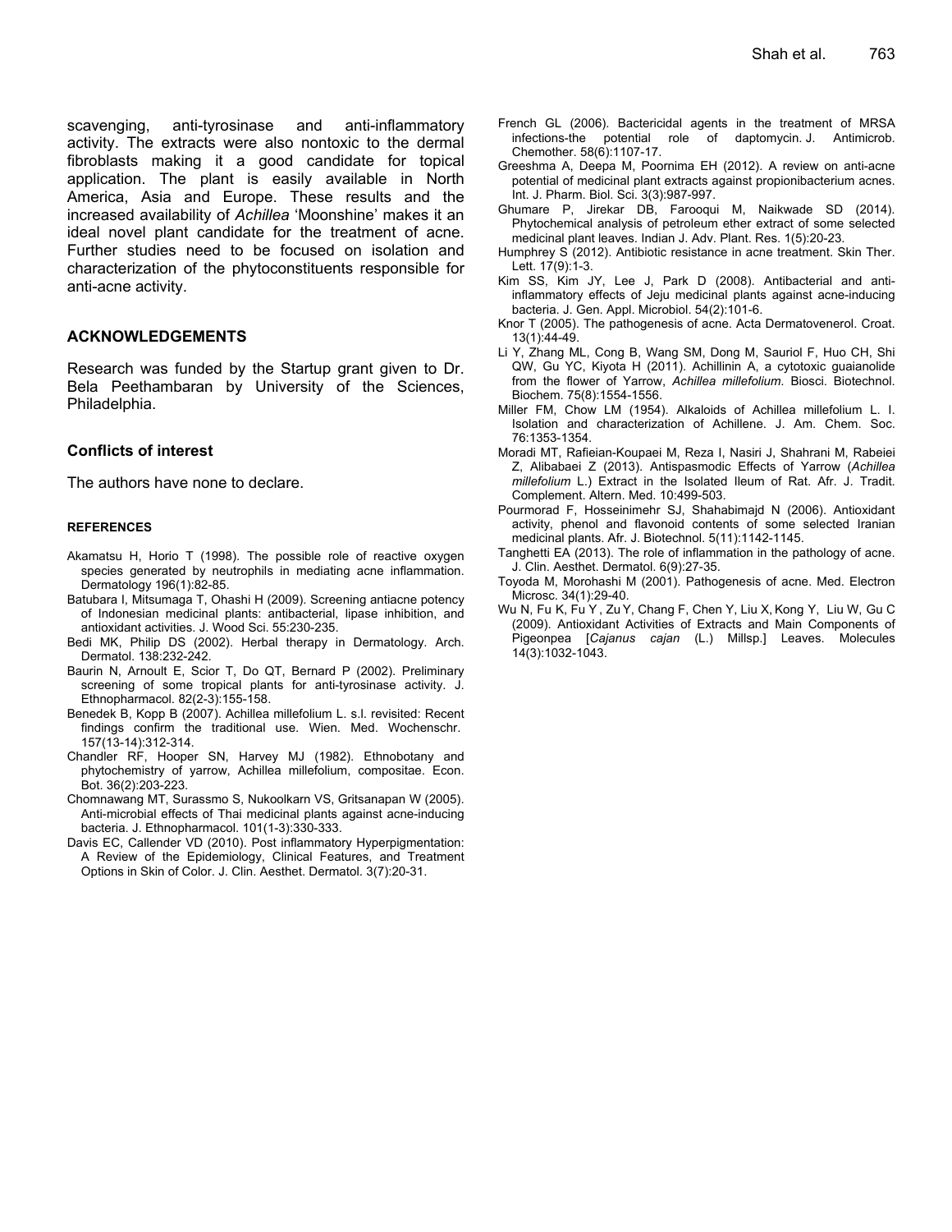scavenging, anti-tyrosinase and anti-inflammatory activity. The extracts were also nontoxic to the dermal fibroblasts making it a good candidate for topical application. The plant is easily available in North America, Asia and Europe. These results and the increased availability of *Achillea* 'Moonshine' makes it an ideal novel plant candidate for the treatment of acne. Further studies need to be focused on isolation and characterization of the phytoconstituents responsible for anti-acne activity.

## ACKNOWLEDGEMENTS

Research was funded by the Startup grant given to Dr. Bela Peethambaran by University of the Sciences, Philadelphia.

## Conflicts of interest

The authors have none to declare.

## REFERENCES

Akamatsu H, Horio T (1998). The possible role of reactive oxygen species generated by neutrophils in mediating acne inflammation. Dermatology 196(1):82-85.

Batubara I, Mitsumaga T, Ohashi H (2009). Screening antiacne potency of Indonesian medicinal plants: antibacterial, lipase inhibition, and antioxidant activities. J. Wood Sci. 55:230-235.

Bedi MK, Philip DS (2002). Herbal therapy in Dermatology. Arch. Dermatol. 138:232-242.

Baurin N, Arnoult E, Scior T, Do QT, Bernard P (2002). Preliminary screening of some tropical plants for anti-tyrosinase activity. J. Ethnopharmacol. 82(2-3):155-158.

Benedek B, Kopp B (2007). Achillea millefolium L. s.l. revisited: Recent findings confirm the traditional use. Wien. Med. Wochenschr. 157(13-14):312-314.

Chandler RF, Hooper SN, Harvey MJ (1982). Ethnobotany and phytochemistry of yarrow, Achillea millefolium, compositae. Econ. Bot. 36(2):203-223.

Chomnawang MT, Surassmo S, Nukoolkarn VS, Gritsanapan W (2005). Anti-microbial effects of Thai medicinal plants against acne-inducing bacteria. J. Ethnopharmacol. 101(1-3):330-333.

Davis EC, Callender VD (2010). Post inflammatory Hyperpigmentation: A Review of the Epidemiology, Clinical Features, and Treatment Options in Skin of Color. J. Clin. Aesthet. Dermatol. 3(7):20-31.

French GL (2006). Bactericidal agents in the treatment of MRSA infections-the potential role of daptomycin. J. Antimicrob. Chemother. 58(6):1107-17.

Greeshma A, Deepa M, Poornima EH (2012). A review on anti-acne potential of medicinal plant extracts against propionibacterium acnes. Int. J. Pharm. Biol. Sci. 3(3):987-997.

Ghumare P, Jirekar DB, Farooqui M, Naikwade SD (2014). Phytochemical analysis of petroleum ether extract of some selected medicinal plant leaves. Indian J. Adv. Plant. Res. 1(5):20-23.

Humphrey S (2012). Antibiotic resistance in acne treatment. Skin Ther. Lett. 17(9):1-3.

Kim SS, Kim JY, Lee J, Park D (2008). Antibacterial and anti-inflammatory effects of Jeju medicinal plants against acne-inducing bacteria. J. Gen. Appl. Microbiol. 54(2):101-6.

Knor T (2005). The pathogenesis of acne. Acta Dermatovenerol. Croat. 13(1):44-49.

Li Y, Zhang ML, Cong B, Wang SM, Dong M, Sauriol F, Huo CH, Shi QW, Gu YC, Kiyota H (2011). Achillinin A, a cytotoxic guaianolide from the flower of Yarrow, *Achillea millefolium*. Biosci. Biotechnol. Biochem. 75(8):1554-1556.

Miller FM, Chow LM (1954). Alkaloids of Achillea millefolium L. I. Isolation and characterization of Achillene. J. Am. Chem. Soc. 76:1353-1354.

Moradi MT, Rafieian-Koupaei M, Reza I, Nasiri J, Shahrani M, Rabeiei Z, Alibabaei Z (2013). Antispasmodic Effects of Yarrow (*Achillea millefolium* L.) Extract in the Isolated Ileum of Rat. Afr. J. Tradit. Complement. Altern. Med. 10:499-503.

Pourmorad F, Hosseinimehr SJ, Shahabimajd N (2006). Antioxidant activity, phenol and flavonoid contents of some selected Iranian medicinal plants. Afr. J. Biotechnol. 5(11):1142-1145.

Tanghetti EA (2013). The role of inflammation in the pathology of acne. J. Clin. Aesthet. Dermatol. 6(9):27-35.

Toyoda M, Morohashi M (2001). Pathogenesis of acne. Med. Electron Microsc. 34(1):29-40.

Wu N, Fu K, Fu Y, Zu Y, Chang F, Chen Y, Liu X, Kong Y, Liu W, Gu C (2009). Antioxidant Activities of Extracts and Main Components of Pigeonpea [*Cajanus cajan* (L.) Millsp.] Leaves. Molecules 14(3):1032-1043.